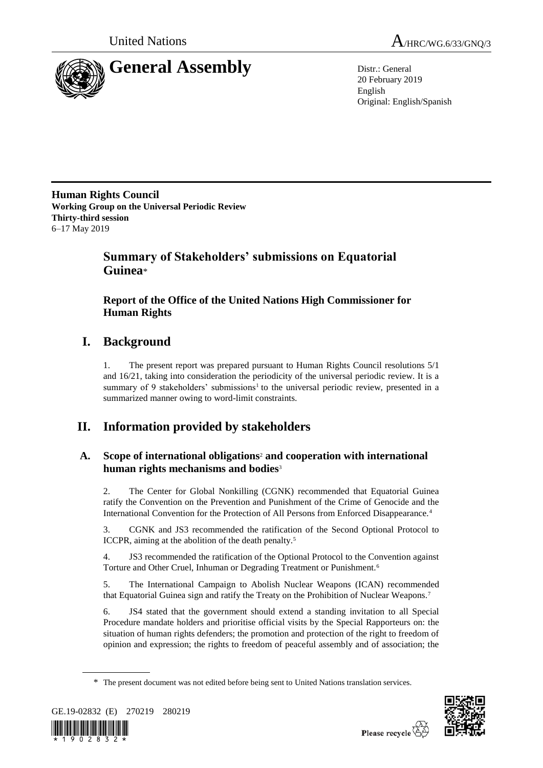United Nations

A/HRC/WG.6/33/GNQ/3

# General Assembly

Distr.: General
20 February 2019
English
Original: English/Spanish

**Human Rights Council**
**Working Group on the Universal Periodic Review**
**Thirty-third session**
6–17 May 2019

## Summary of Stakeholders' submissions on Equatorial Guinea*

### Report of the Office of the United Nations High Commissioner for Human Rights

# I. Background

1. The present report was prepared pursuant to Human Rights Council resolutions 5/1 and 16/21, taking into consideration the periodicity of the universal periodic review. It is a summary of 9 stakeholders' submissions[1] to the universal periodic review, presented in a summarized manner owing to word-limit constraints.

# II. Information provided by stakeholders

## A. Scope of international obligations[2] and cooperation with international human rights mechanisms and bodies[3]

2. The Center for Global Nonkilling (CGNK) recommended that Equatorial Guinea ratify the Convention on the Prevention and Punishment of the Crime of Genocide and the International Convention for the Protection of All Persons from Enforced Disappearance.[4]

3. CGNK and JS3 recommended the ratification of the Second Optional Protocol to ICCPR, aiming at the abolition of the death penalty.[5]

4. JS3 recommended the ratification of the Optional Protocol to the Convention against Torture and Other Cruel, Inhuman or Degrading Treatment or Punishment.[6]

5. The International Campaign to Abolish Nuclear Weapons (ICAN) recommended that Equatorial Guinea sign and ratify the Treaty on the Prohibition of Nuclear Weapons.[7]

6. JS4 stated that the government should extend a standing invitation to all Special Procedure mandate holders and prioritise official visits by the Special Rapporteurs on: the situation of human rights defenders; the promotion and protection of the right to freedom of opinion and expression; the rights to freedom of peaceful assembly and of association; the

\* The present document was not edited before being sent to United Nations translation services.

GE.19-02832 (E) 270219 280219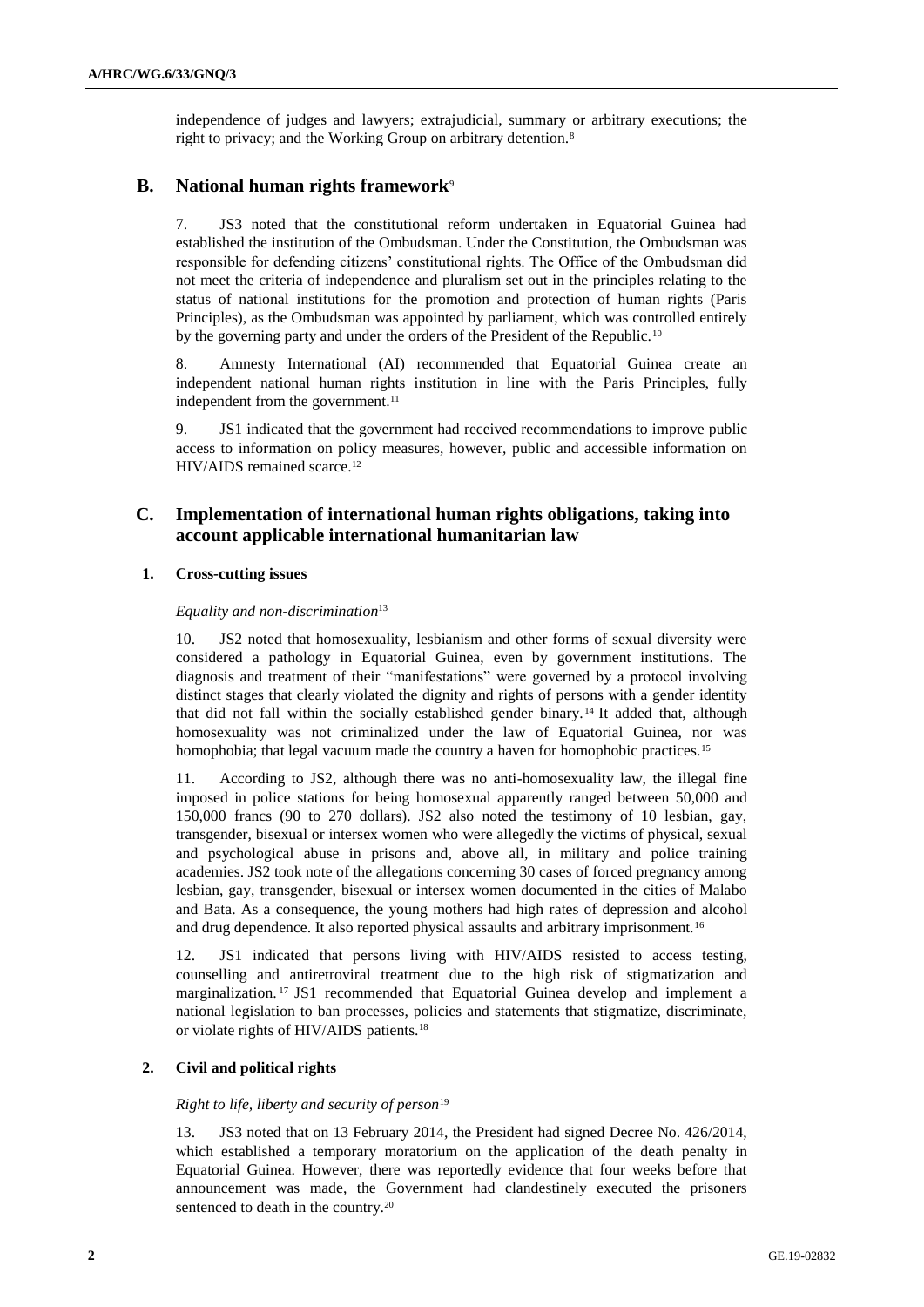independence of judges and lawyers; extrajudicial, summary or arbitrary executions; the right to privacy; and the Working Group on arbitrary detention.[8]

## B. National human rights framework[9]

7. JS3 noted that the constitutional reform undertaken in Equatorial Guinea had established the institution of the Ombudsman. Under the Constitution, the Ombudsman was responsible for defending citizens' constitutional rights. The Office of the Ombudsman did not meet the criteria of independence and pluralism set out in the principles relating to the status of national institutions for the promotion and protection of human rights (Paris Principles), as the Ombudsman was appointed by parliament, which was controlled entirely by the governing party and under the orders of the President of the Republic.[10]

8. Amnesty International (AI) recommended that Equatorial Guinea create an independent national human rights institution in line with the Paris Principles, fully independent from the government.[11]

9. JS1 indicated that the government had received recommendations to improve public access to information on policy measures, however, public and accessible information on HIV/AIDS remained scarce.[12]

## C. Implementation of international human rights obligations, taking into account applicable international humanitarian law

### 1. Cross-cutting issues

*Equality and non-discrimination*[13]

10. JS2 noted that homosexuality, lesbianism and other forms of sexual diversity were considered a pathology in Equatorial Guinea, even by government institutions. The diagnosis and treatment of their "manifestations" were governed by a protocol involving distinct stages that clearly violated the dignity and rights of persons with a gender identity that did not fall within the socially established gender binary.[14] It added that, although homosexuality was not criminalized under the law of Equatorial Guinea, nor was homophobia; that legal vacuum made the country a haven for homophobic practices.[15]

11. According to JS2, although there was no anti-homosexuality law, the illegal fine imposed in police stations for being homosexual apparently ranged between 50,000 and 150,000 francs (90 to 270 dollars). JS2 also noted the testimony of 10 lesbian, gay, transgender, bisexual or intersex women who were allegedly the victims of physical, sexual and psychological abuse in prisons and, above all, in military and police training academies. JS2 took note of the allegations concerning 30 cases of forced pregnancy among lesbian, gay, transgender, bisexual or intersex women documented in the cities of Malabo and Bata. As a consequence, the young mothers had high rates of depression and alcohol and drug dependence. It also reported physical assaults and arbitrary imprisonment.[16]

12. JS1 indicated that persons living with HIV/AIDS resisted to access testing, counselling and antiretroviral treatment due to the high risk of stigmatization and marginalization.[17] JS1 recommended that Equatorial Guinea develop and implement a national legislation to ban processes, policies and statements that stigmatize, discriminate, or violate rights of HIV/AIDS patients.[18]

### 2. Civil and political rights

*Right to life, liberty and security of person*[19]

13. JS3 noted that on 13 February 2014, the President had signed Decree No. 426/2014, which established a temporary moratorium on the application of the death penalty in Equatorial Guinea. However, there was reportedly evidence that four weeks before that announcement was made, the Government had clandestinely executed the prisoners sentenced to death in the country.[20]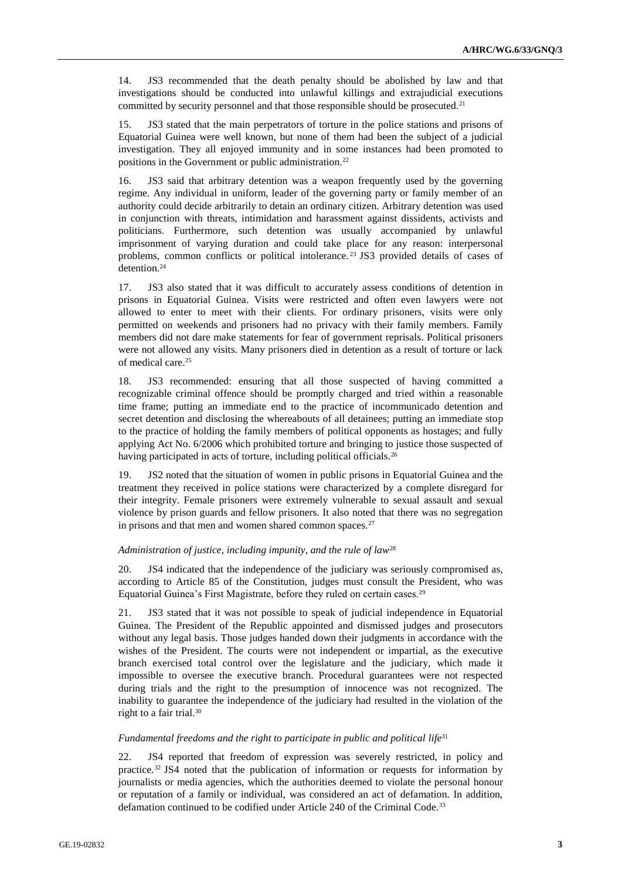14. JS3 recommended that the death penalty should be abolished by law and that investigations should be conducted into unlawful killings and extrajudicial executions committed by security personnel and that those responsible should be prosecuted.[21]

15. JS3 stated that the main perpetrators of torture in the police stations and prisons of Equatorial Guinea were well known, but none of them had been the subject of a judicial investigation. They all enjoyed immunity and in some instances had been promoted to positions in the Government or public administration.[22]

16. JS3 said that arbitrary detention was a weapon frequently used by the governing regime. Any individual in uniform, leader of the governing party or family member of an authority could decide arbitrarily to detain an ordinary citizen. Arbitrary detention was used in conjunction with threats, intimidation and harassment against dissidents, activists and politicians. Furthermore, such detention was usually accompanied by unlawful imprisonment of varying duration and could take place for any reason: interpersonal problems, common conflicts or political intolerance.[23] JS3 provided details of cases of detention.[24]

17. JS3 also stated that it was difficult to accurately assess conditions of detention in prisons in Equatorial Guinea. Visits were restricted and often even lawyers were not allowed to enter to meet with their clients. For ordinary prisoners, visits were only permitted on weekends and prisoners had no privacy with their family members. Family members did not dare make statements for fear of government reprisals. Political prisoners were not allowed any visits. Many prisoners died in detention as a result of torture or lack of medical care.[25]

18. JS3 recommended: ensuring that all those suspected of having committed a recognizable criminal offence should be promptly charged and tried within a reasonable time frame; putting an immediate end to the practice of incommunicado detention and secret detention and disclosing the whereabouts of all detainees; putting an immediate stop to the practice of holding the family members of political opponents as hostages; and fully applying Act No. 6/2006 which prohibited torture and bringing to justice those suspected of having participated in acts of torture, including political officials.[26]

19. JS2 noted that the situation of women in public prisons in Equatorial Guinea and the treatment they received in police stations were characterized by a complete disregard for their integrity. Female prisoners were extremely vulnerable to sexual assault and sexual violence by prison guards and fellow prisoners. It also noted that there was no segregation in prisons and that men and women shared common spaces.[27]

#### *Administration of justice, including impunity, and the rule of law*[28]

20. JS4 indicated that the independence of the judiciary was seriously compromised as, according to Article 85 of the Constitution, judges must consult the President, who was Equatorial Guinea's First Magistrate, before they ruled on certain cases.[29]

21. JS3 stated that it was not possible to speak of judicial independence in Equatorial Guinea. The President of the Republic appointed and dismissed judges and prosecutors without any legal basis. Those judges handed down their judgments in accordance with the wishes of the President. The courts were not independent or impartial, as the executive branch exercised total control over the legislature and the judiciary, which made it impossible to oversee the executive branch. Procedural guarantees were not respected during trials and the right to the presumption of innocence was not recognized. The inability to guarantee the independence of the judiciary had resulted in the violation of the right to a fair trial.[30]

#### *Fundamental freedoms and the right to participate in public and political life*[31]

22. JS4 reported that freedom of expression was severely restricted, in policy and practice.[32] JS4 noted that the publication of information or requests for information by journalists or media agencies, which the authorities deemed to violate the personal honour or reputation of a family or individual, was considered an act of defamation. In addition, defamation continued to be codified under Article 240 of the Criminal Code.[33]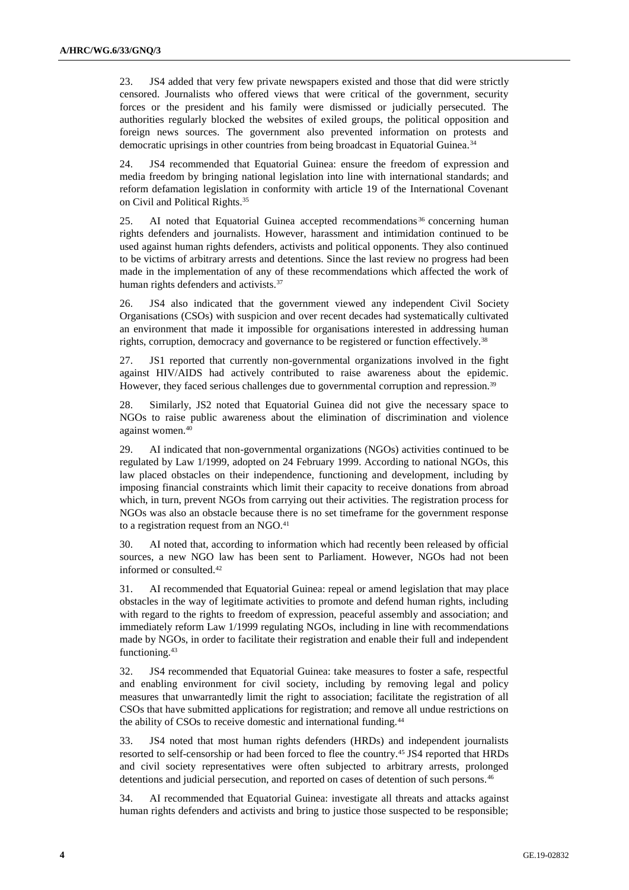23. JS4 added that very few private newspapers existed and those that did were strictly censored. Journalists who offered views that were critical of the government, security forces or the president and his family were dismissed or judicially persecuted. The authorities regularly blocked the websites of exiled groups, the political opposition and foreign news sources. The government also prevented information on protests and democratic uprisings in other countries from being broadcast in Equatorial Guinea.[34]

24. JS4 recommended that Equatorial Guinea: ensure the freedom of expression and media freedom by bringing national legislation into line with international standards; and reform defamation legislation in conformity with article 19 of the International Covenant on Civil and Political Rights.[35]

25. AI noted that Equatorial Guinea accepted recommendations[36] concerning human rights defenders and journalists. However, harassment and intimidation continued to be used against human rights defenders, activists and political opponents. They also continued to be victims of arbitrary arrests and detentions. Since the last review no progress had been made in the implementation of any of these recommendations which affected the work of human rights defenders and activists.[37]

26. JS4 also indicated that the government viewed any independent Civil Society Organisations (CSOs) with suspicion and over recent decades had systematically cultivated an environment that made it impossible for organisations interested in addressing human rights, corruption, democracy and governance to be registered or function effectively.[38]

27. JS1 reported that currently non-governmental organizations involved in the fight against HIV/AIDS had actively contributed to raise awareness about the epidemic. However, they faced serious challenges due to governmental corruption and repression.[39]

28. Similarly, JS2 noted that Equatorial Guinea did not give the necessary space to NGOs to raise public awareness about the elimination of discrimination and violence against women.[40]

29. AI indicated that non-governmental organizations (NGOs) activities continued to be regulated by Law 1/1999, adopted on 24 February 1999. According to national NGOs, this law placed obstacles on their independence, functioning and development, including by imposing financial constraints which limit their capacity to receive donations from abroad which, in turn, prevent NGOs from carrying out their activities. The registration process for NGOs was also an obstacle because there is no set timeframe for the government response to a registration request from an NGO.[41]

30. AI noted that, according to information which had recently been released by official sources, a new NGO law has been sent to Parliament. However, NGOs had not been informed or consulted.[42]

31. AI recommended that Equatorial Guinea: repeal or amend legislation that may place obstacles in the way of legitimate activities to promote and defend human rights, including with regard to the rights to freedom of expression, peaceful assembly and association; and immediately reform Law 1/1999 regulating NGOs, including in line with recommendations made by NGOs, in order to facilitate their registration and enable their full and independent functioning.[43]

32. JS4 recommended that Equatorial Guinea: take measures to foster a safe, respectful and enabling environment for civil society, including by removing legal and policy measures that unwarrantedly limit the right to association; facilitate the registration of all CSOs that have submitted applications for registration; and remove all undue restrictions on the ability of CSOs to receive domestic and international funding.[44]

33. JS4 noted that most human rights defenders (HRDs) and independent journalists resorted to self-censorship or had been forced to flee the country.[45] JS4 reported that HRDs and civil society representatives were often subjected to arbitrary arrests, prolonged detentions and judicial persecution, and reported on cases of detention of such persons.[46]

34. AI recommended that Equatorial Guinea: investigate all threats and attacks against human rights defenders and activists and bring to justice those suspected to be responsible;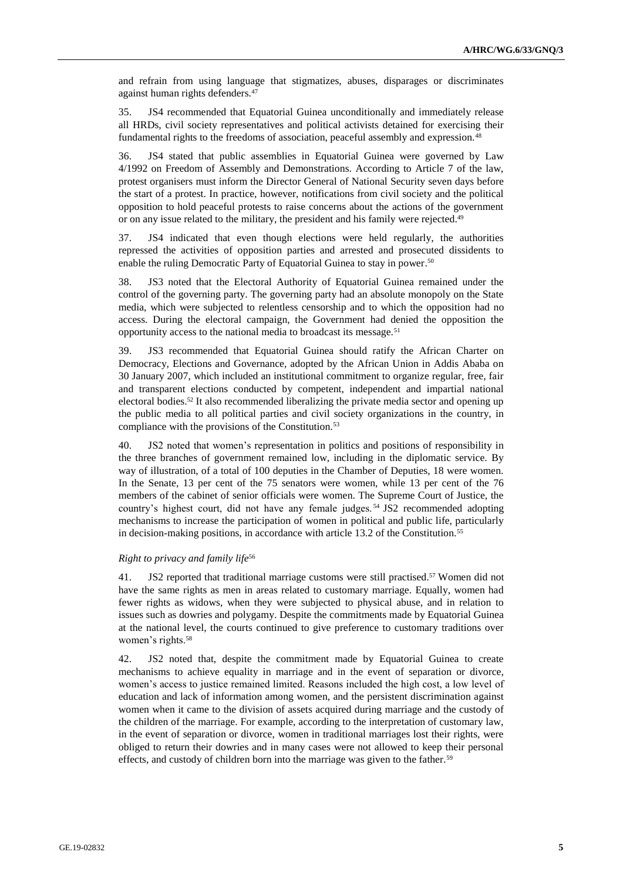and refrain from using language that stigmatizes, abuses, disparages or discriminates against human rights defenders.[47]

35. JS4 recommended that Equatorial Guinea unconditionally and immediately release all HRDs, civil society representatives and political activists detained for exercising their fundamental rights to the freedoms of association, peaceful assembly and expression.[48]

36. JS4 stated that public assemblies in Equatorial Guinea were governed by Law 4/1992 on Freedom of Assembly and Demonstrations. According to Article 7 of the law, protest organisers must inform the Director General of National Security seven days before the start of a protest. In practice, however, notifications from civil society and the political opposition to hold peaceful protests to raise concerns about the actions of the government or on any issue related to the military, the president and his family were rejected.[49]

37. JS4 indicated that even though elections were held regularly, the authorities repressed the activities of opposition parties and arrested and prosecuted dissidents to enable the ruling Democratic Party of Equatorial Guinea to stay in power.[50]

38. JS3 noted that the Electoral Authority of Equatorial Guinea remained under the control of the governing party. The governing party had an absolute monopoly on the State media, which were subjected to relentless censorship and to which the opposition had no access. During the electoral campaign, the Government had denied the opposition the opportunity access to the national media to broadcast its message.[51]

39. JS3 recommended that Equatorial Guinea should ratify the African Charter on Democracy, Elections and Governance, adopted by the African Union in Addis Ababa on 30 January 2007, which included an institutional commitment to organize regular, free, fair and transparent elections conducted by competent, independent and impartial national electoral bodies.[52] It also recommended liberalizing the private media sector and opening up the public media to all political parties and civil society organizations in the country, in compliance with the provisions of the Constitution.[53]

40. JS2 noted that women's representation in politics and positions of responsibility in the three branches of government remained low, including in the diplomatic service. By way of illustration, of a total of 100 deputies in the Chamber of Deputies, 18 were women. In the Senate, 13 per cent of the 75 senators were women, while 13 per cent of the 76 members of the cabinet of senior officials were women. The Supreme Court of Justice, the country's highest court, did not have any female judges.[54] JS2 recommended adopting mechanisms to increase the participation of women in political and public life, particularly in decision-making positions, in accordance with article 13.2 of the Constitution.[55]

*Right to privacy and family life*[56]

41. JS2 reported that traditional marriage customs were still practised.[57] Women did not have the same rights as men in areas related to customary marriage. Equally, women had fewer rights as widows, when they were subjected to physical abuse, and in relation to issues such as dowries and polygamy. Despite the commitments made by Equatorial Guinea at the national level, the courts continued to give preference to customary traditions over women's rights.[58]

42. JS2 noted that, despite the commitment made by Equatorial Guinea to create mechanisms to achieve equality in marriage and in the event of separation or divorce, women's access to justice remained limited. Reasons included the high cost, a low level of education and lack of information among women, and the persistent discrimination against women when it came to the division of assets acquired during marriage and the custody of the children of the marriage. For example, according to the interpretation of customary law, in the event of separation or divorce, women in traditional marriages lost their rights, were obliged to return their dowries and in many cases were not allowed to keep their personal effects, and custody of children born into the marriage was given to the father.[59]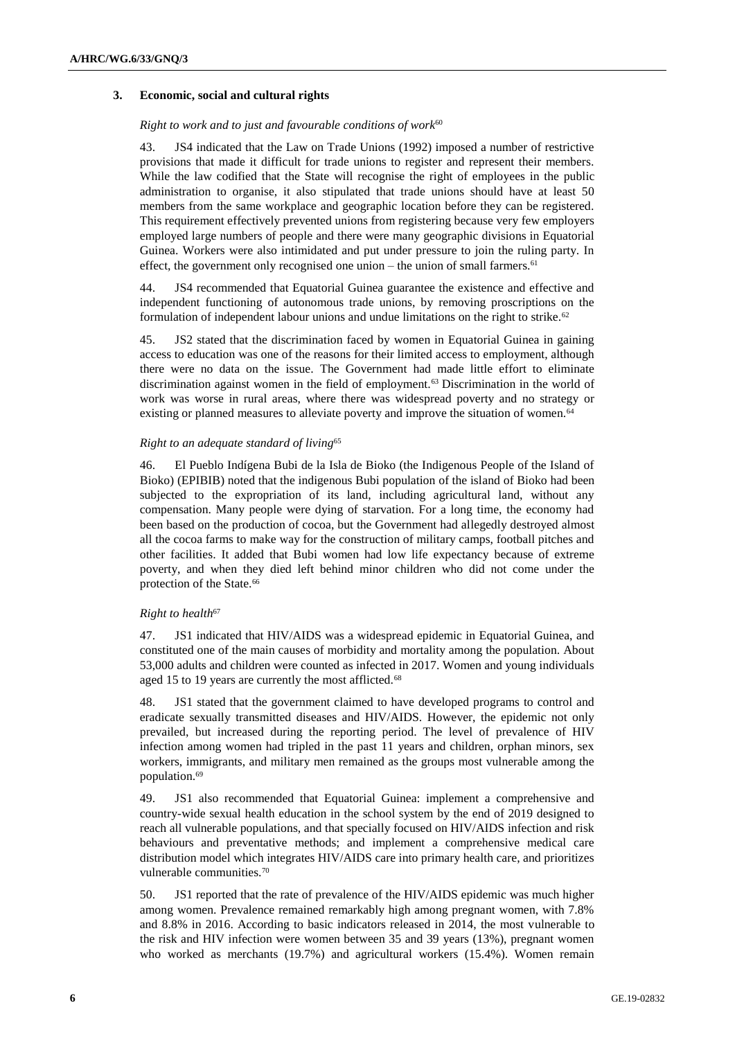### 3. Economic, social and cultural rights

*Right to work and to just and favourable conditions of work*[60]

43. JS4 indicated that the Law on Trade Unions (1992) imposed a number of restrictive provisions that made it difficult for trade unions to register and represent their members. While the law codified that the State will recognise the right of employees in the public administration to organise, it also stipulated that trade unions should have at least 50 members from the same workplace and geographic location before they can be registered. This requirement effectively prevented unions from registering because very few employers employed large numbers of people and there were many geographic divisions in Equatorial Guinea. Workers were also intimidated and put under pressure to join the ruling party. In effect, the government only recognised one union – the union of small farmers.[61]

44. JS4 recommended that Equatorial Guinea guarantee the existence and effective and independent functioning of autonomous trade unions, by removing proscriptions on the formulation of independent labour unions and undue limitations on the right to strike.[62]

45. JS2 stated that the discrimination faced by women in Equatorial Guinea in gaining access to education was one of the reasons for their limited access to employment, although there were no data on the issue. The Government had made little effort to eliminate discrimination against women in the field of employment.[63] Discrimination in the world of work was worse in rural areas, where there was widespread poverty and no strategy or existing or planned measures to alleviate poverty and improve the situation of women.[64]

*Right to an adequate standard of living*[65]

46. El Pueblo Indígena Bubi de la Isla de Bioko (the Indigenous People of the Island of Bioko) (EPIBIB) noted that the indigenous Bubi population of the island of Bioko had been subjected to the expropriation of its land, including agricultural land, without any compensation. Many people were dying of starvation. For a long time, the economy had been based on the production of cocoa, but the Government had allegedly destroyed almost all the cocoa farms to make way for the construction of military camps, football pitches and other facilities. It added that Bubi women had low life expectancy because of extreme poverty, and when they died left behind minor children who did not come under the protection of the State.[66]

*Right to health*[67]

47. JS1 indicated that HIV/AIDS was a widespread epidemic in Equatorial Guinea, and constituted one of the main causes of morbidity and mortality among the population. About 53,000 adults and children were counted as infected in 2017. Women and young individuals aged 15 to 19 years are currently the most afflicted.[68]

48. JS1 stated that the government claimed to have developed programs to control and eradicate sexually transmitted diseases and HIV/AIDS. However, the epidemic not only prevailed, but increased during the reporting period. The level of prevalence of HIV infection among women had tripled in the past 11 years and children, orphan minors, sex workers, immigrants, and military men remained as the groups most vulnerable among the population.[69]

49. JS1 also recommended that Equatorial Guinea: implement a comprehensive and country-wide sexual health education in the school system by the end of 2019 designed to reach all vulnerable populations, and that specially focused on HIV/AIDS infection and risk behaviours and preventative methods; and implement a comprehensive medical care distribution model which integrates HIV/AIDS care into primary health care, and prioritizes vulnerable communities.[70]

50. JS1 reported that the rate of prevalence of the HIV/AIDS epidemic was much higher among women. Prevalence remained remarkably high among pregnant women, with 7.8% and 8.8% in 2016. According to basic indicators released in 2014, the most vulnerable to the risk and HIV infection were women between 35 and 39 years (13%), pregnant women who worked as merchants (19.7%) and agricultural workers (15.4%). Women remain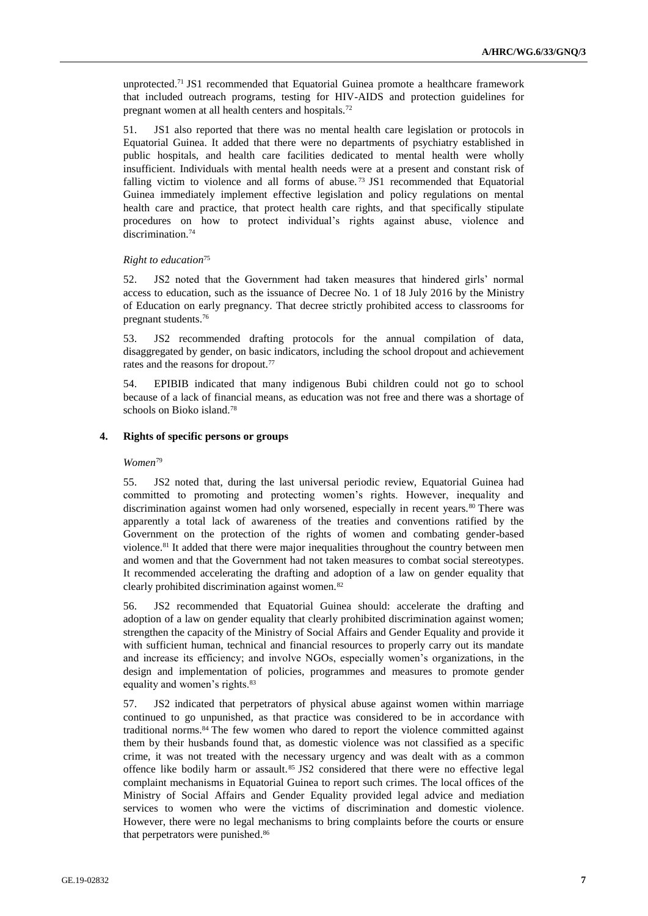unprotected.[71] JS1 recommended that Equatorial Guinea promote a healthcare framework that included outreach programs, testing for HIV-AIDS and protection guidelines for pregnant women at all health centers and hospitals.[72]

51. JS1 also reported that there was no mental health care legislation or protocols in Equatorial Guinea. It added that there were no departments of psychiatry established in public hospitals, and health care facilities dedicated to mental health were wholly insufficient. Individuals with mental health needs were at a present and constant risk of falling victim to violence and all forms of abuse.[73] JS1 recommended that Equatorial Guinea immediately implement effective legislation and policy regulations on mental health care and practice, that protect health care rights, and that specifically stipulate procedures on how to protect individual's rights against abuse, violence and discrimination.[74]

*Right to education*[75]

52. JS2 noted that the Government had taken measures that hindered girls' normal access to education, such as the issuance of Decree No. 1 of 18 July 2016 by the Ministry of Education on early pregnancy. That decree strictly prohibited access to classrooms for pregnant students.[76]

53. JS2 recommended drafting protocols for the annual compilation of data, disaggregated by gender, on basic indicators, including the school dropout and achievement rates and the reasons for dropout.[77]

54. EPIBIB indicated that many indigenous Bubi children could not go to school because of a lack of financial means, as education was not free and there was a shortage of schools on Bioko island.[78]

### 4. Rights of specific persons or groups

*Women*[79]

55. JS2 noted that, during the last universal periodic review, Equatorial Guinea had committed to promoting and protecting women's rights. However, inequality and discrimination against women had only worsened, especially in recent years.[80] There was apparently a total lack of awareness of the treaties and conventions ratified by the Government on the protection of the rights of women and combating gender-based violence.[81] It added that there were major inequalities throughout the country between men and women and that the Government had not taken measures to combat social stereotypes. It recommended accelerating the drafting and adoption of a law on gender equality that clearly prohibited discrimination against women.[82]

56. JS2 recommended that Equatorial Guinea should: accelerate the drafting and adoption of a law on gender equality that clearly prohibited discrimination against women; strengthen the capacity of the Ministry of Social Affairs and Gender Equality and provide it with sufficient human, technical and financial resources to properly carry out its mandate and increase its efficiency; and involve NGOs, especially women's organizations, in the design and implementation of policies, programmes and measures to promote gender equality and women's rights.[83]

57. JS2 indicated that perpetrators of physical abuse against women within marriage continued to go unpunished, as that practice was considered to be in accordance with traditional norms.[84] The few women who dared to report the violence committed against them by their husbands found that, as domestic violence was not classified as a specific crime, it was not treated with the necessary urgency and was dealt with as a common offence like bodily harm or assault.[85] JS2 considered that there were no effective legal complaint mechanisms in Equatorial Guinea to report such crimes. The local offices of the Ministry of Social Affairs and Gender Equality provided legal advice and mediation services to women who were the victims of discrimination and domestic violence. However, there were no legal mechanisms to bring complaints before the courts or ensure that perpetrators were punished.[86]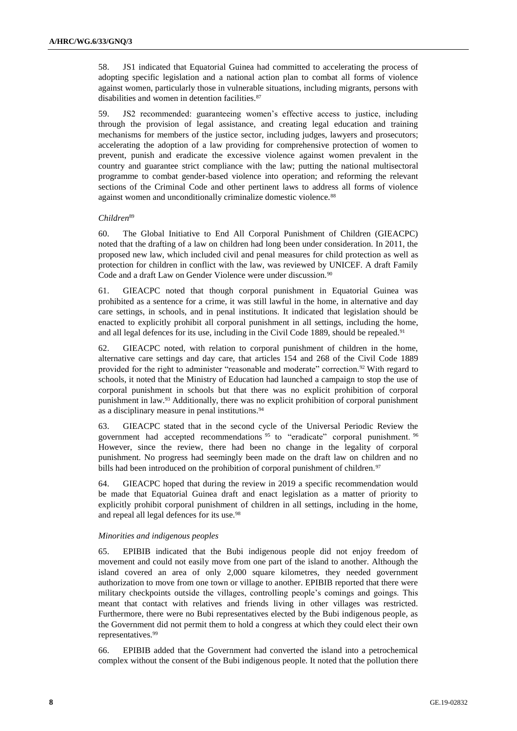58. JS1 indicated that Equatorial Guinea had committed to accelerating the process of adopting specific legislation and a national action plan to combat all forms of violence against women, particularly those in vulnerable situations, including migrants, persons with disabilities and women in detention facilities.[87]

59. JS2 recommended: guaranteeing women's effective access to justice, including through the provision of legal assistance, and creating legal education and training mechanisms for members of the justice sector, including judges, lawyers and prosecutors; accelerating the adoption of a law providing for comprehensive protection of women to prevent, punish and eradicate the excessive violence against women prevalent in the country and guarantee strict compliance with the law; putting the national multisectoral programme to combat gender-based violence into operation; and reforming the relevant sections of the Criminal Code and other pertinent laws to address all forms of violence against women and unconditionally criminalize domestic violence.[88]

*Children*[89]

60. The Global Initiative to End All Corporal Punishment of Children (GIEACPC) noted that the drafting of a law on children had long been under consideration. In 2011, the proposed new law, which included civil and penal measures for child protection as well as protection for children in conflict with the law, was reviewed by UNICEF. A draft Family Code and a draft Law on Gender Violence were under discussion.[90]

61. GIEACPC noted that though corporal punishment in Equatorial Guinea was prohibited as a sentence for a crime, it was still lawful in the home, in alternative and day care settings, in schools, and in penal institutions. It indicated that legislation should be enacted to explicitly prohibit all corporal punishment in all settings, including the home, and all legal defences for its use, including in the Civil Code 1889, should be repealed.[91]

62. GIEACPC noted, with relation to corporal punishment of children in the home, alternative care settings and day care, that articles 154 and 268 of the Civil Code 1889 provided for the right to administer "reasonable and moderate" correction.[92] With regard to schools, it noted that the Ministry of Education had launched a campaign to stop the use of corporal punishment in schools but that there was no explicit prohibition of corporal punishment in law.[93] Additionally, there was no explicit prohibition of corporal punishment as a disciplinary measure in penal institutions.[94]

63. GIEACPC stated that in the second cycle of the Universal Periodic Review the government had accepted recommendations[95] to "eradicate" corporal punishment.[96] However, since the review, there had been no change in the legality of corporal punishment. No progress had seemingly been made on the draft law on children and no bills had been introduced on the prohibition of corporal punishment of children.[97]

64. GIEACPC hoped that during the review in 2019 a specific recommendation would be made that Equatorial Guinea draft and enact legislation as a matter of priority to explicitly prohibit corporal punishment of children in all settings, including in the home, and repeal all legal defences for its use.[98]

*Minorities and indigenous peoples*

65. EPIBIB indicated that the Bubi indigenous people did not enjoy freedom of movement and could not easily move from one part of the island to another. Although the island covered an area of only 2,000 square kilometres, they needed government authorization to move from one town or village to another. EPIBIB reported that there were military checkpoints outside the villages, controlling people's comings and goings. This meant that contact with relatives and friends living in other villages was restricted. Furthermore, there were no Bubi representatives elected by the Bubi indigenous people, as the Government did not permit them to hold a congress at which they could elect their own representatives.[99]

66. EPIBIB added that the Government had converted the island into a petrochemical complex without the consent of the Bubi indigenous people. It noted that the pollution there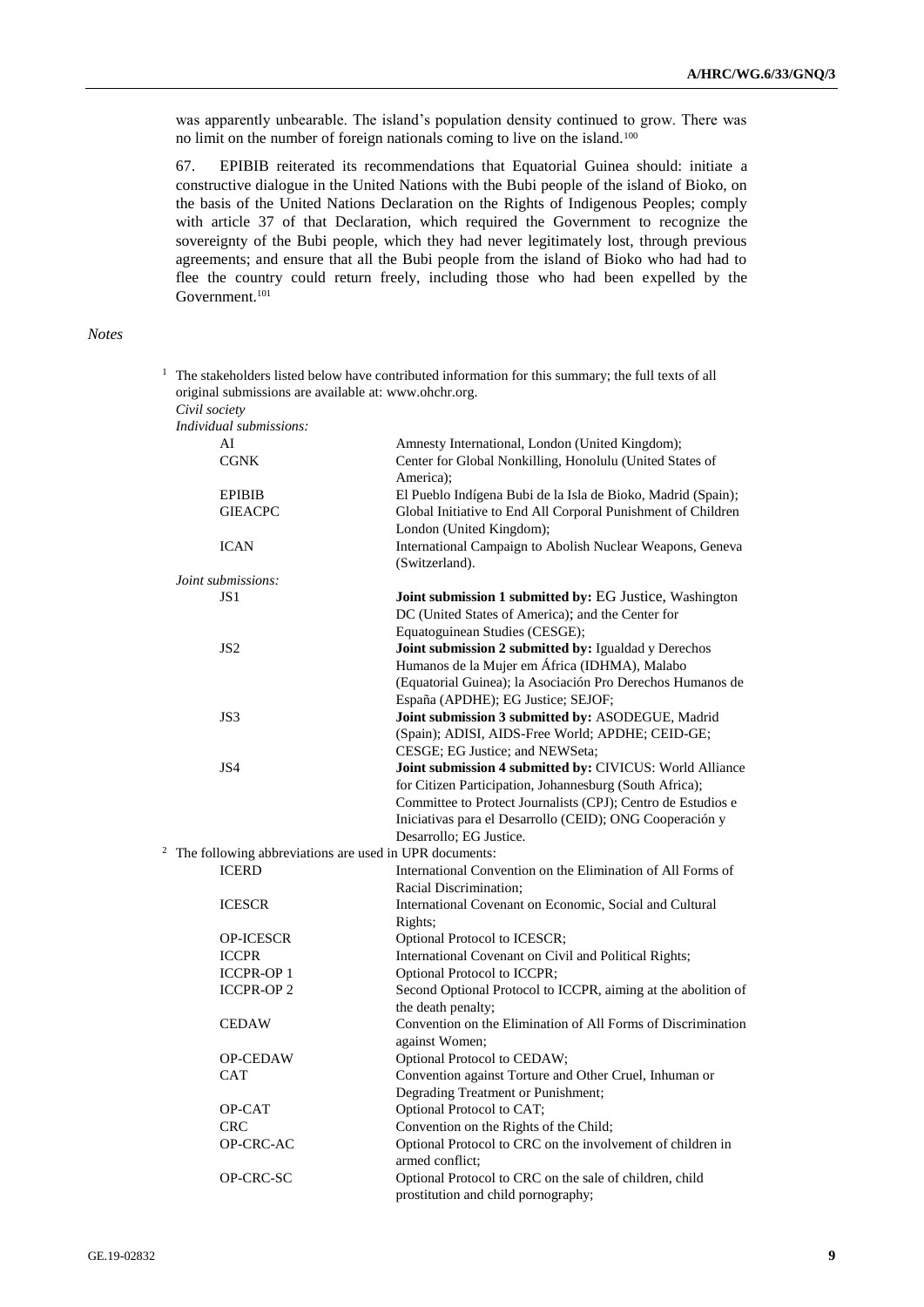was apparently unbearable. The island's population density continued to grow. There was no limit on the number of foreign nationals coming to live on the island.[100]

67. EPIBIB reiterated its recommendations that Equatorial Guinea should: initiate a constructive dialogue in the United Nations with the Bubi people of the island of Bioko, on the basis of the United Nations Declaration on the Rights of Indigenous Peoples; comply with article 37 of that Declaration, which required the Government to recognize the sovereignty of the Bubi people, which they had never legitimately lost, through previous agreements; and ensure that all the Bubi people from the island of Bioko who had had to flee the country could return freely, including those who had been expelled by the Government.[101]

*Notes*

[1] The stakeholders listed below have contributed information for this summary; the full texts of all original submissions are available at: www.ohchr.org.

*Civil society*

*Individual submissions:*

| | |
|---|---|
| AI | Amnesty International, London (United Kingdom); |
| CGNK | Center for Global Nonkilling, Honolulu (United States of America); |
| EPIBIB | El Pueblo Indígena Bubi de la Isla de Bioko, Madrid (Spain); |
| GIEACPC | Global Initiative to End All Corporal Punishment of Children London (United Kingdom); |
| ICAN | International Campaign to Abolish Nuclear Weapons, Geneva (Switzerland). |

*Joint submissions:*

| | |
|---|---|
| JS1 | **Joint submission 1 submitted by:** EG Justice, Washington DC (United States of America); and the Center for Equatoguinean Studies (CESGE); |
| JS2 | **Joint submission 2 submitted by:** Igualdad y Derechos Humanos de la Mujer em África (IDHMA), Malabo (Equatorial Guinea); la Asociación Pro Derechos Humanos de España (APDHE); EG Justice; SEJOF; |
| JS3 | **Joint submission 3 submitted by:** ASODEGUE, Madrid (Spain); ADISI, AIDS-Free World; APDHE; CEID-GE; CESGE; EG Justice; and NEWSeta; |
| JS4 | **Joint submission 4 submitted by:** CIVICUS: World Alliance for Citizen Participation, Johannesburg (South Africa); Committee to Protect Journalists (CPJ); Centro de Estudios e Iniciativas para el Desarrollo (CEID); ONG Cooperación y Desarrollo; EG Justice. |

[2] The following abbreviations are used in UPR documents:

| | |
|---|---|
| ICERD | International Convention on the Elimination of All Forms of Racial Discrimination; |
| ICESCR | International Covenant on Economic, Social and Cultural Rights; |
| OP-ICESCR | Optional Protocol to ICESCR; |
| ICCPR | International Covenant on Civil and Political Rights; |
| ICCPR-OP 1 | Optional Protocol to ICCPR; |
| ICCPR-OP 2 | Second Optional Protocol to ICCPR, aiming at the abolition of the death penalty; |
| CEDAW | Convention on the Elimination of All Forms of Discrimination against Women; |
| OP-CEDAW | Optional Protocol to CEDAW; |
| CAT | Convention against Torture and Other Cruel, Inhuman or Degrading Treatment or Punishment; |
| OP-CAT | Optional Protocol to CAT; |
| CRC | Convention on the Rights of the Child; |
| OP-CRC-AC | Optional Protocol to CRC on the involvement of children in armed conflict; |
| OP-CRC-SC | Optional Protocol to CRC on the sale of children, child prostitution and child pornography; |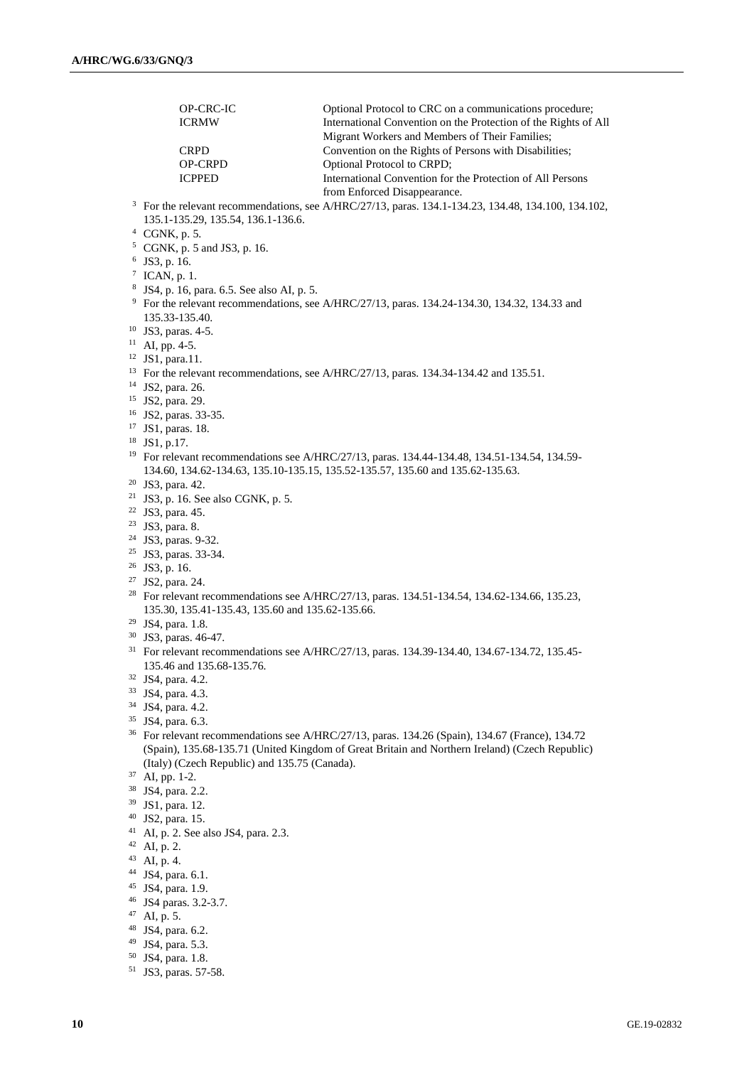| | |
|---|---|
| OP-CRC-IC | Optional Protocol to CRC on a communications procedure; |
| ICRMW | International Convention on the Protection of the Rights of All Migrant Workers and Members of Their Families; |
| CRPD | Convention on the Rights of Persons with Disabilities; |
| OP-CRPD | Optional Protocol to CRPD; |
| ICPPED | International Convention for the Protection of All Persons from Enforced Disappearance. |

[3] For the relevant recommendations, see A/HRC/27/13, paras. 134.1-134.23, 134.48, 134.100, 134.102, 135.1-135.29, 135.54, 136.1-136.6.

[4] CGNK, p. 5.

[5] CGNK, p. 5 and JS3, p. 16.

[6] JS3, p. 16.

[7] ICAN, p. 1.

[8] JS4, p. 16, para. 6.5. See also AI, p. 5.

[9] For the relevant recommendations, see A/HRC/27/13, paras. 134.24-134.30, 134.32, 134.33 and 135.33-135.40.

[10] JS3, paras. 4-5.

[11] AI, pp. 4-5.

[12] JS1, para.11.

[13] For the relevant recommendations, see A/HRC/27/13, paras. 134.34-134.42 and 135.51.

[14] JS2, para. 26.

[15] JS2, para. 29.

[16] JS2, paras. 33-35.

[17] JS1, paras. 18.

[18] JS1, p.17.

[19] For relevant recommendations see A/HRC/27/13, paras. 134.44-134.48, 134.51-134.54, 134.59-134.60, 134.62-134.63, 135.10-135.15, 135.52-135.57, 135.60 and 135.62-135.63.

[20] JS3, para. 42.

[21] JS3, p. 16. See also CGNK, p. 5.

[22] JS3, para. 45.

[23] JS3, para. 8.

[24] JS3, paras. 9-32.

[25] JS3, paras. 33-34.

[26] JS3, p. 16.

[27] JS2, para. 24.

[28] For relevant recommendations see A/HRC/27/13, paras. 134.51-134.54, 134.62-134.66, 135.23, 135.30, 135.41-135.43, 135.60 and 135.62-135.66.

[29] JS4, para. 1.8.

[30] JS3, paras. 46-47.

[31] For relevant recommendations see A/HRC/27/13, paras. 134.39-134.40, 134.67-134.72, 135.45-135.46 and 135.68-135.76.

[32] JS4, para. 4.2.

[33] JS4, para. 4.3.

[34] JS4, para. 4.2.

[35] JS4, para. 6.3.

[36] For relevant recommendations see A/HRC/27/13, paras. 134.26 (Spain), 134.67 (France), 134.72 (Spain), 135.68-135.71 (United Kingdom of Great Britain and Northern Ireland) (Czech Republic) (Italy) (Czech Republic) and 135.75 (Canada).

[37] AI, pp. 1-2.

[38] JS4, para. 2.2.

[39] JS1, para. 12.

[40] JS2, para. 15.

[41] AI, p. 2. See also JS4, para. 2.3.

[42] AI, p. 2.

[43] AI, p. 4.

[44] JS4, para. 6.1.

[45] JS4, para. 1.9.

[46] JS4 paras. 3.2-3.7.

[47] AI, p. 5.

[48] JS4, para. 6.2.

[49] JS4, para. 5.3.

[50] JS4, para. 1.8.

[51] JS3, paras. 57-58.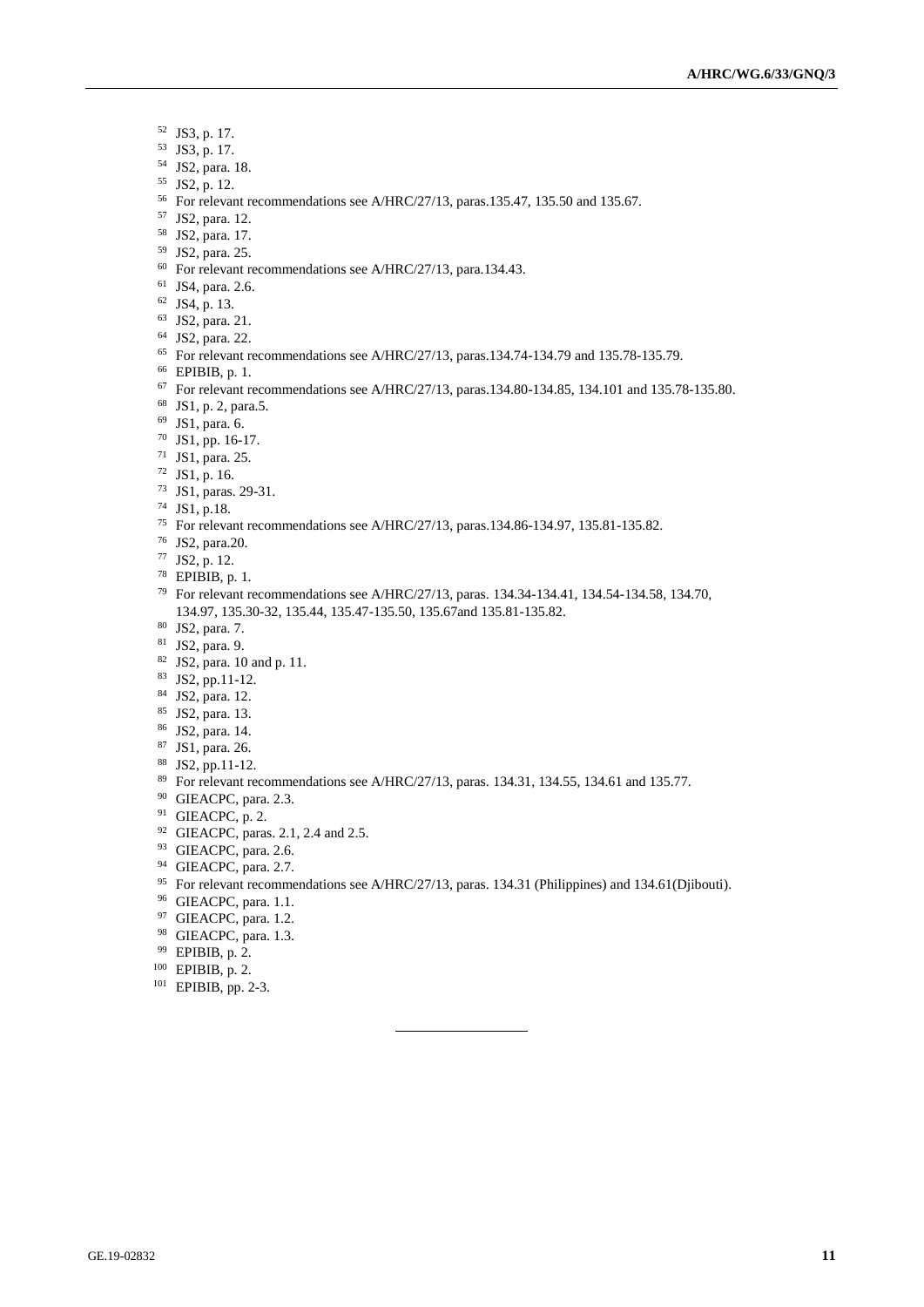[52] JS3, p. 17.
[53] JS3, p. 17.
[54] JS2, para. 18.
[55] JS2, p. 12.
[56] For relevant recommendations see A/HRC/27/13, paras.135.47, 135.50 and 135.67.
[57] JS2, para. 12.
[58] JS2, para. 17.
[59] JS2, para. 25.
[60] For relevant recommendations see A/HRC/27/13, para.134.43.
[61] JS4, para. 2.6.
[62] JS4, p. 13.
[63] JS2, para. 21.
[64] JS2, para. 22.
[65] For relevant recommendations see A/HRC/27/13, paras.134.74-134.79 and 135.78-135.79.
[66] EPIBIB, p. 1.
[67] For relevant recommendations see A/HRC/27/13, paras.134.80-134.85, 134.101 and 135.78-135.80.
[68] JS1, p. 2, para.5.
[69] JS1, para. 6.
[70] JS1, pp. 16-17.
[71] JS1, para. 25.
[72] JS1, p. 16.
[73] JS1, paras. 29-31.
[74] JS1, p.18.
[75] For relevant recommendations see A/HRC/27/13, paras.134.86-134.97, 135.81-135.82.
[76] JS2, para.20.
[77] JS2, p. 12.
[78] EPIBIB, p. 1.
[79] For relevant recommendations see A/HRC/27/13, paras. 134.34-134.41, 134.54-134.58, 134.70, 134.97, 135.30-32, 135.44, 135.47-135.50, 135.67and 135.81-135.82.
[80] JS2, para. 7.
[81] JS2, para. 9.
[82] JS2, para. 10 and p. 11.
[83] JS2, pp.11-12.
[84] JS2, para. 12.
[85] JS2, para. 13.
[86] JS2, para. 14.
[87] JS1, para. 26.
[88] JS2, pp.11-12.
[89] For relevant recommendations see A/HRC/27/13, paras. 134.31, 134.55, 134.61 and 135.77.
[90] GIEACPC, para. 2.3.
[91] GIEACPC, p. 2.
[92] GIEACPC, paras. 2.1, 2.4 and 2.5.
[93] GIEACPC, para. 2.6.
[94] GIEACPC, para. 2.7.
[95] For relevant recommendations see A/HRC/27/13, paras. 134.31 (Philippines) and 134.61(Djibouti).
[96] GIEACPC, para. 1.1.
[97] GIEACPC, para. 1.2.
[98] GIEACPC, para. 1.3.
[99] EPIBIB, p. 2.
[100] EPIBIB, p. 2.
[101] EPIBIB, pp. 2-3.